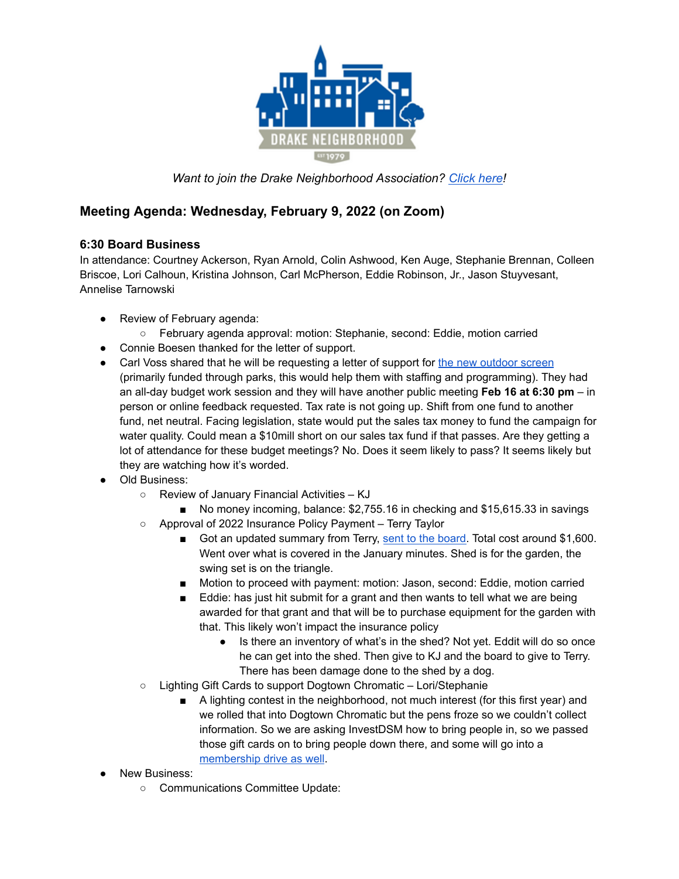*Want to join the Drake Neighborhood Association? Click here!*

## Meeting Agenda: Wednesday, February 9, 2022 (on Zoom)

### 6:30 Board Business

In attendance: Courtney Ackerson, Ryan Arnold, Colin Ashwood, Ken Auge, Stephanie Brennan, Colleen Briscoe, Lori Calhoun, Kristina Johnson, Carl McPherson, Eddie Robinson, Jr., Jason Stuyvesant, Annelise Tarnowski

- Review of February agenda:
  - February agenda approval: motion: Stephanie, second: Eddie, motion carried
- Connie Boesen thanked for the letter of support.
- Carl Voss shared that he will be requesting a letter of support for the new outdoor screen (primarily funded through parks, this would help them with staffing and programming). They had an all-day budget work session and they will have another public meeting **Feb 16 at 6:30 pm** – in person or online feedback requested. Tax rate is not going up. Shift from one fund to another fund, net neutral. Facing legislation, state would put the sales tax money to fund the campaign for water quality. Could mean a $10mill short on our sales tax fund if that passes. Are they getting a lot of attendance for these budget meetings? No. Does it seem likely to pass? It seems likely but they are watching how it's worded.
- Old Business:
  - Review of January Financial Activities – KJ
    - No money incoming, balance: $2,755.16 in checking and $15,615.33 in savings
  - Approval of 2022 Insurance Policy Payment – Terry Taylor
    - Got an updated summary from Terry, sent to the board. Total cost around $1,600. Went over what is covered in the January minutes. Shed is for the garden, the swing set is on the triangle.
    - Motion to proceed with payment: motion: Jason, second: Eddie, motion carried
    - Eddie: has just hit submit for a grant and then wants to tell what we are being awarded for that grant and that will be to purchase equipment for the garden with that. This likely won't impact the insurance policy
      - Is there an inventory of what's in the shed? Not yet. Eddit will do so once he can get into the shed. Then give to KJ and the board to give to Terry. There has been damage done to the shed by a dog.
  - Lighting Gift Cards to support Dogtown Chromatic – Lori/Stephanie
    - A lighting contest in the neighborhood, not much interest (for this first year) and we rolled that into Dogtown Chromatic but the pens froze so we couldn't collect information. So we are asking InvestDSM how to bring people in, so we passed those gift cards on to bring people down there, and some will go into a membership drive as well.
- New Business:
  - Communications Committee Update: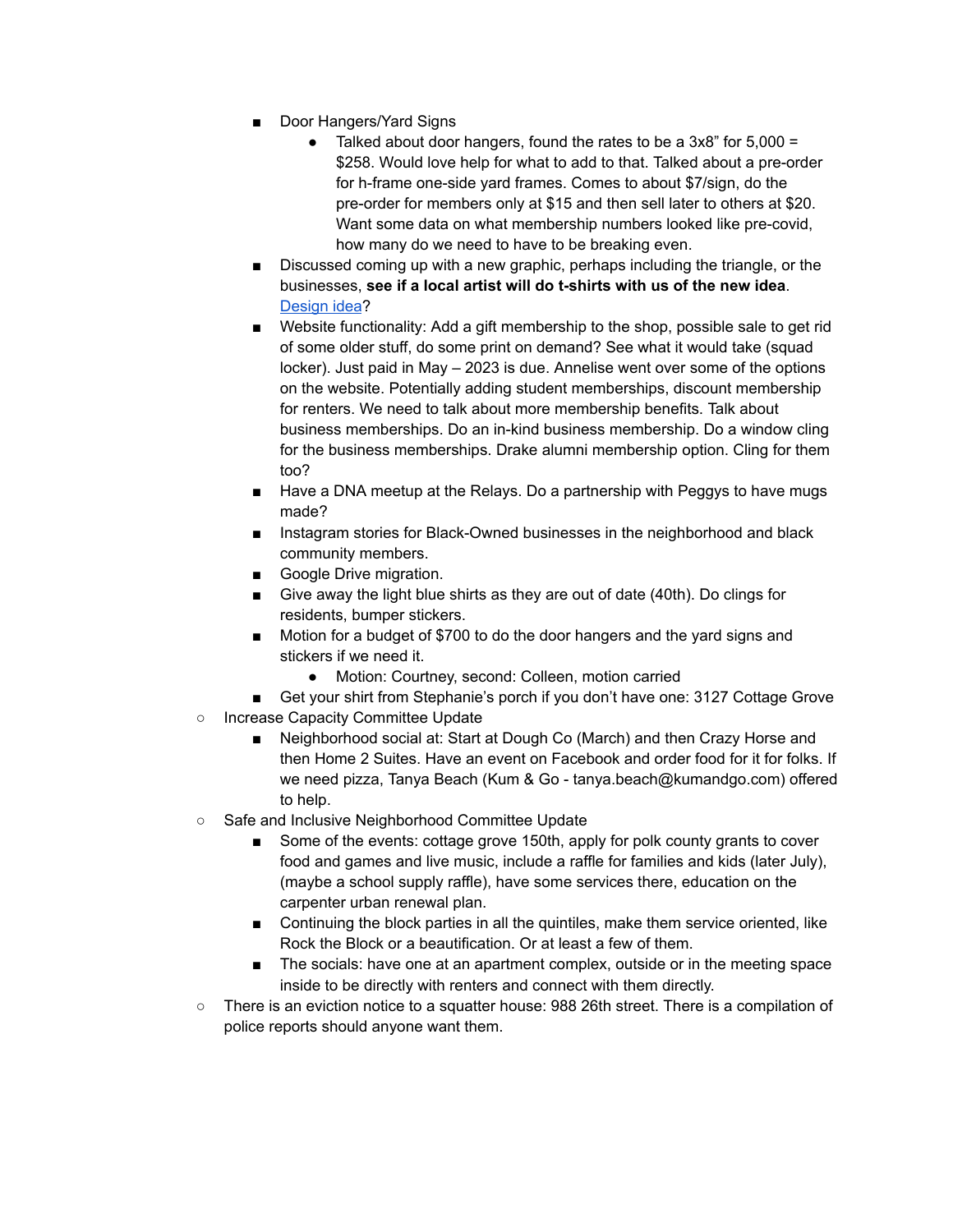- Door Hangers/Yard Signs
        - Talked about door hangers, found the rates to be a 3x8" for 5,000 = $258. Would love help for what to add to that. Talked about a pre-order for h-frame one-side yard frames. Comes to about $7/sign, do the pre-order for members only at $15 and then sell later to others at $20. Want some data on what membership numbers looked like pre-covid, how many do we need to have to be breaking even.
    - Discussed coming up with a new graphic, perhaps including the triangle, or the businesses, **see if a local artist will do t-shirts with us of the new idea**. [Design idea]?
    - Website functionality: Add a gift membership to the shop, possible sale to get rid of some older stuff, do some print on demand? See what it would take (squad locker). Just paid in May – 2023 is due. Annelise went over some of the options on the website. Potentially adding student memberships, discount membership for renters. We need to talk about more membership benefits. Talk about business memberships. Do an in-kind business membership. Do a window cling for the business memberships. Drake alumni membership option. Cling for them too?
    - Have a DNA meetup at the Relays. Do a partnership with Peggys to have mugs made?
    - Instagram stories for Black-Owned businesses in the neighborhood and black community members.
    - Google Drive migration.
    - Give away the light blue shirts as they are out of date (40th). Do clings for residents, bumper stickers.
    - Motion for a budget of $700 to do the door hangers and the yard signs and stickers if we need it.
        - Motion: Courtney, second: Colleen, motion carried
    - Get your shirt from Stephanie's porch if you don't have one: 3127 Cottage Grove
- Increase Capacity Committee Update
    - Neighborhood social at: Start at Dough Co (March) and then Crazy Horse and then Home 2 Suites. Have an event on Facebook and order food for it for folks. If we need pizza, Tanya Beach (Kum & Go - tanya.beach@kumandgo.com) offered to help.
- Safe and Inclusive Neighborhood Committee Update
    - Some of the events: cottage grove 150th, apply for polk county grants to cover food and games and live music, include a raffle for families and kids (later July), (maybe a school supply raffle), have some services there, education on the carpenter urban renewal plan.
    - Continuing the block parties in all the quintiles, make them service oriented, like Rock the Block or a beautification. Or at least a few of them.
    - The socials: have one at an apartment complex, outside or in the meeting space inside to be directly with renters and connect with them directly.
- There is an eviction notice to a squatter house: 988 26th street. There is a compilation of police reports should anyone want them.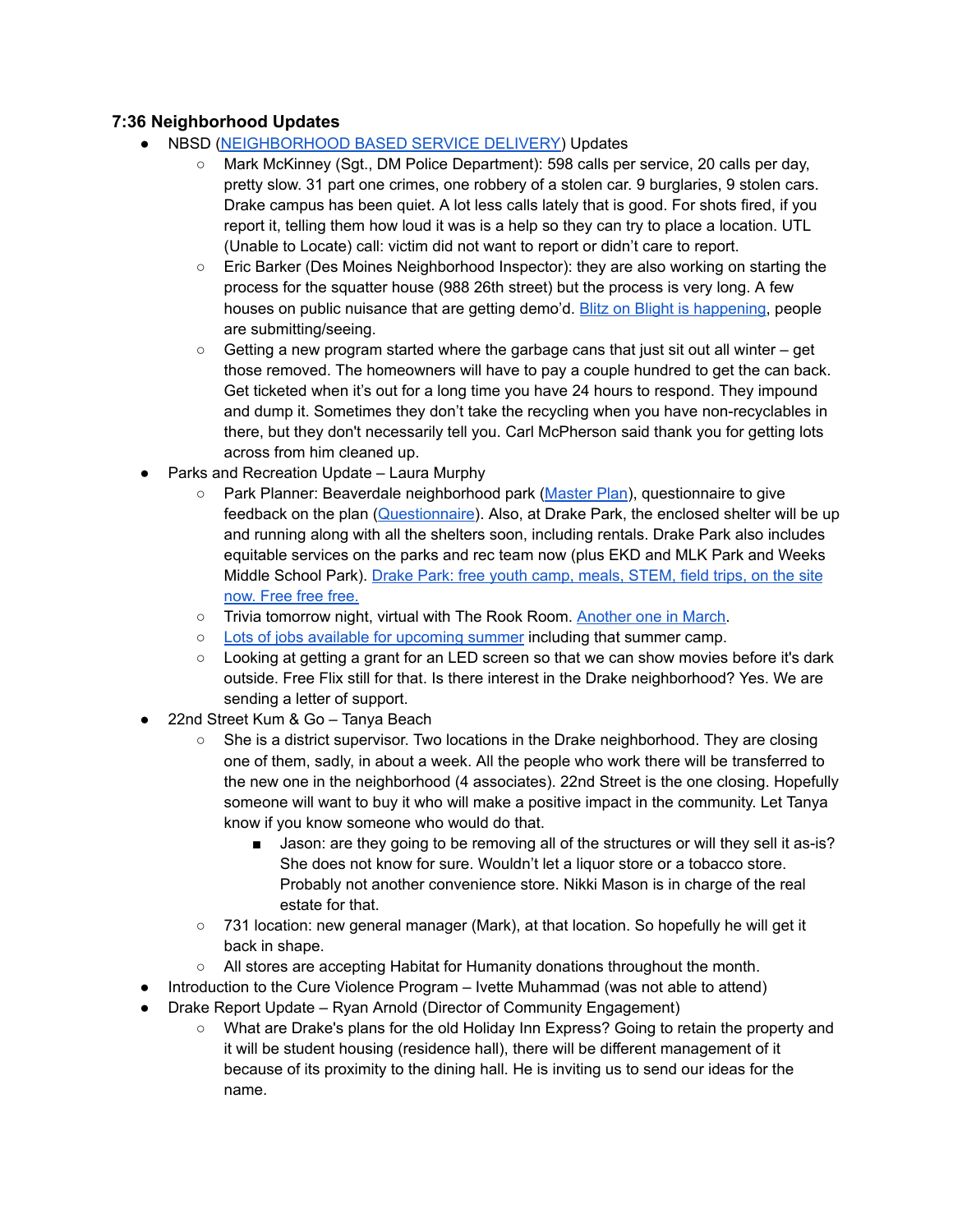### 7:36 Neighborhood Updates

- NBSD (NEIGHBORHOOD BASED SERVICE DELIVERY) Updates
  - Mark McKinney (Sgt., DM Police Department): 598 calls per service, 20 calls per day, pretty slow. 31 part one crimes, one robbery of a stolen car. 9 burglaries, 9 stolen cars. Drake campus has been quiet. A lot less calls lately that is good. For shots fired, if you report it, telling them how loud it was is a help so they can try to place a location. UTL (Unable to Locate) call: victim did not want to report or didn't care to report.
  - Eric Barker (Des Moines Neighborhood Inspector): they are also working on starting the process for the squatter house (988 26th street) but the process is very long. A few houses on public nuisance that are getting demo'd. Blitz on Blight is happening, people are submitting/seeing.
  - Getting a new program started where the garbage cans that just sit out all winter – get those removed. The homeowners will have to pay a couple hundred to get the can back. Get ticketed when it's out for a long time you have 24 hours to respond. They impound and dump it. Sometimes they don't take the recycling when you have non-recyclables in there, but they don't necessarily tell you. Carl McPherson said thank you for getting lots across from him cleaned up.
- Parks and Recreation Update – Laura Murphy
  - Park Planner: Beaverdale neighborhood park (Master Plan), questionnaire to give feedback on the plan (Questionnaire). Also, at Drake Park, the enclosed shelter will be up and running along with all the shelters soon, including rentals. Drake Park also includes equitable services on the parks and rec team now (plus EKD and MLK Park and Weeks Middle School Park). Drake Park: free youth camp, meals, STEM, field trips, on the site now. Free free free.
  - Trivia tomorrow night, virtual with The Rook Room. Another one in March.
  - Lots of jobs available for upcoming summer including that summer camp.
  - Looking at getting a grant for an LED screen so that we can show movies before it's dark outside. Free Flix still for that. Is there interest in the Drake neighborhood? Yes. We are sending a letter of support.
- 22nd Street Kum & Go – Tanya Beach
  - She is a district supervisor. Two locations in the Drake neighborhood. They are closing one of them, sadly, in about a week. All the people who work there will be transferred to the new one in the neighborhood (4 associates). 22nd Street is the one closing. Hopefully someone will want to buy it who will make a positive impact in the community. Let Tanya know if you know someone who would do that.
    - Jason: are they going to be removing all of the structures or will they sell it as-is? She does not know for sure. Wouldn't let a liquor store or a tobacco store. Probably not another convenience store. Nikki Mason is in charge of the real estate for that.
  - 731 location: new general manager (Mark), at that location. So hopefully he will get it back in shape.
  - All stores are accepting Habitat for Humanity donations throughout the month.
- Introduction to the Cure Violence Program – Ivette Muhammad (was not able to attend)
- Drake Report Update – Ryan Arnold (Director of Community Engagement)
  - What are Drake's plans for the old Holiday Inn Express? Going to retain the property and it will be student housing (residence hall), there will be different management of it because of its proximity to the dining hall. He is inviting us to send our ideas for the name.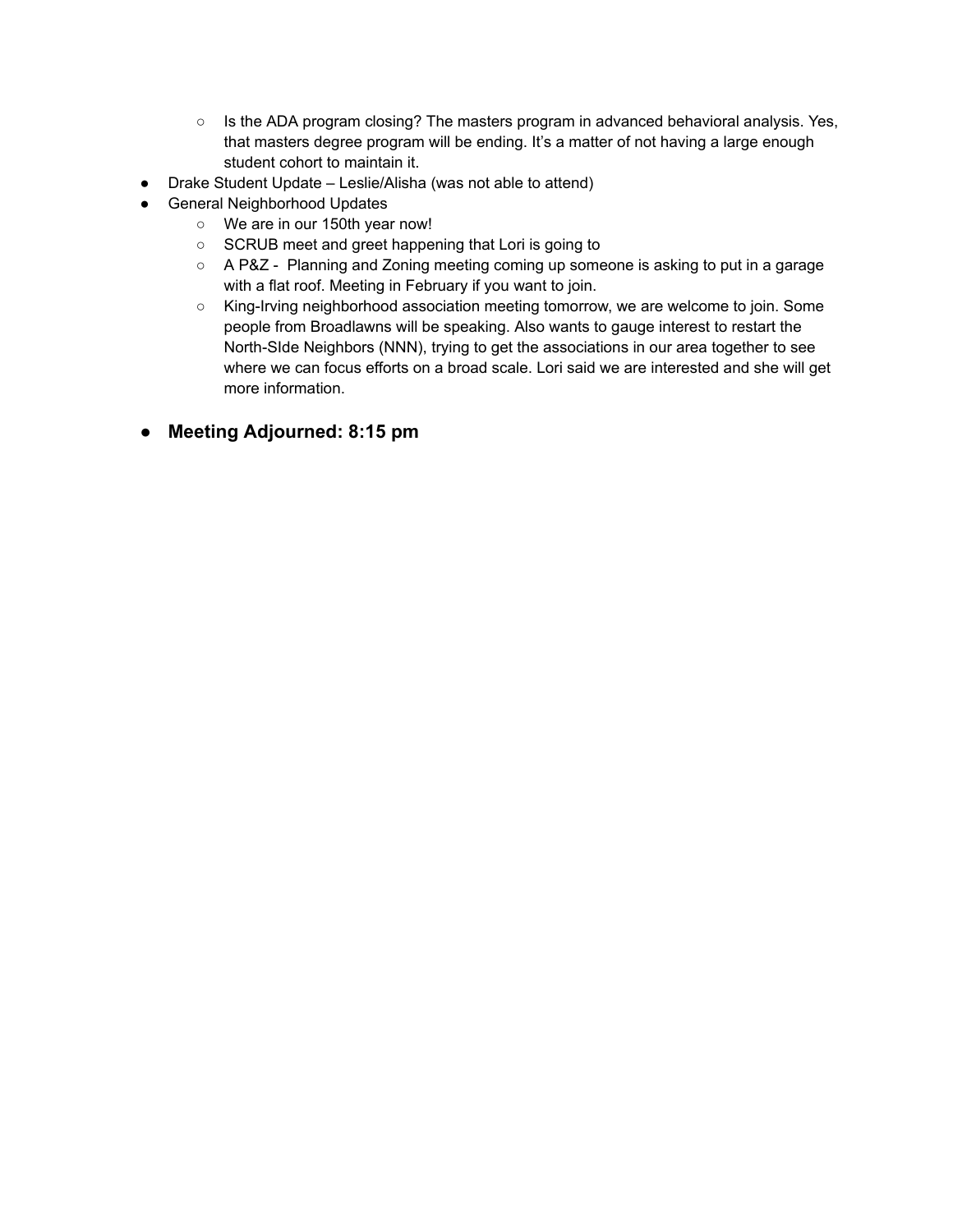- Is the ADA program closing? The masters program in advanced behavioral analysis. Yes, that masters degree program will be ending. It's a matter of not having a large enough student cohort to maintain it.
- Drake Student Update – Leslie/Alisha (was not able to attend)
- General Neighborhood Updates
    - We are in our 150th year now!
    - SCRUB meet and greet happening that Lori is going to
    - A P&Z - Planning and Zoning meeting coming up someone is asking to put in a garage with a flat roof. Meeting in February if you want to join.
    - King-Irving neighborhood association meeting tomorrow, we are welcome to join. Some people from Broadlawns will be speaking. Also wants to gauge interest to restart the North-SIde Neighbors (NNN), trying to get the associations in our area together to see where we can focus efforts on a broad scale. Lori said we are interested and she will get more information.

- **Meeting Adjourned: 8:15 pm**